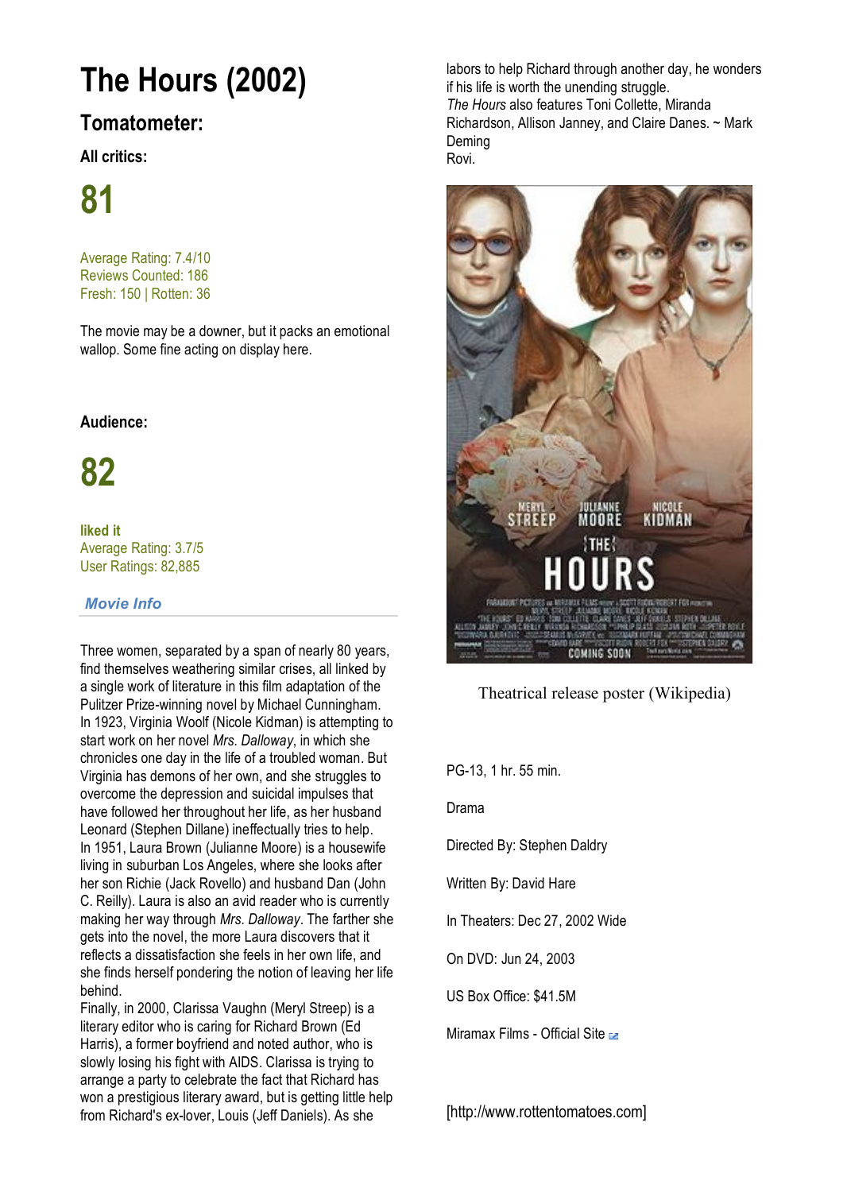# The Hours (2002)

## Tomatometer:

### All critics:

# 81

Average Rating: 7.4/10
Reviews Counted: 186
Fresh: 150 | Rotten: 36

The movie may be a downer, but it packs an emotional wallop. Some fine acting on display here.

### Audience:

# 82

**liked it**
Average Rating: 3.7/5
User Ratings: 82,885

### *Movie Info*

Three women, separated by a span of nearly 80 years, find themselves weathering similar crises, all linked by a single work of literature in this film adaptation of the Pulitzer Prize-winning novel by Michael Cunningham. In 1923, Virginia Woolf (Nicole Kidman) is attempting to start work on her novel *Mrs. Dalloway*, in which she chronicles one day in the life of a troubled woman. But Virginia has demons of her own, and she struggles to overcome the depression and suicidal impulses that have followed her throughout her life, as her husband Leonard (Stephen Dillane) ineffectually tries to help. In 1951, Laura Brown (Julianne Moore) is a housewife living in suburban Los Angeles, where she looks after her son Richie (Jack Rovello) and husband Dan (John C. Reilly). Laura is also an avid reader who is currently making her way through *Mrs. Dalloway*. The farther she gets into the novel, the more Laura discovers that it reflects a dissatisfaction she feels in her own life, and she finds herself pondering the notion of leaving her life behind.
Finally, in 2000, Clarissa Vaughn (Meryl Streep) is a literary editor who is caring for Richard Brown (Ed Harris), a former boyfriend and noted author, who is slowly losing his fight with AIDS. Clarissa is trying to arrange a party to celebrate the fact that Richard has won a prestigious literary award, but is getting little help from Richard's ex-lover, Louis (Jeff Daniels). As she labors to help Richard through another day, he wonders if his life is worth the unending struggle.
*The Hours* also features Toni Collette, Miranda Richardson, Allison Janney, and Claire Danes. ~ Mark Deming
Rovi.

Theatrical release poster (Wikipedia)

PG-13, 1 hr. 55 min.

Drama

Directed By: Stephen Daldry

Written By: David Hare

In Theaters: Dec 27, 2002 Wide

On DVD: Jun 24, 2003

US Box Office: $41.5M

Miramax Films - Official Site

[http://www.rottentomatoes.com]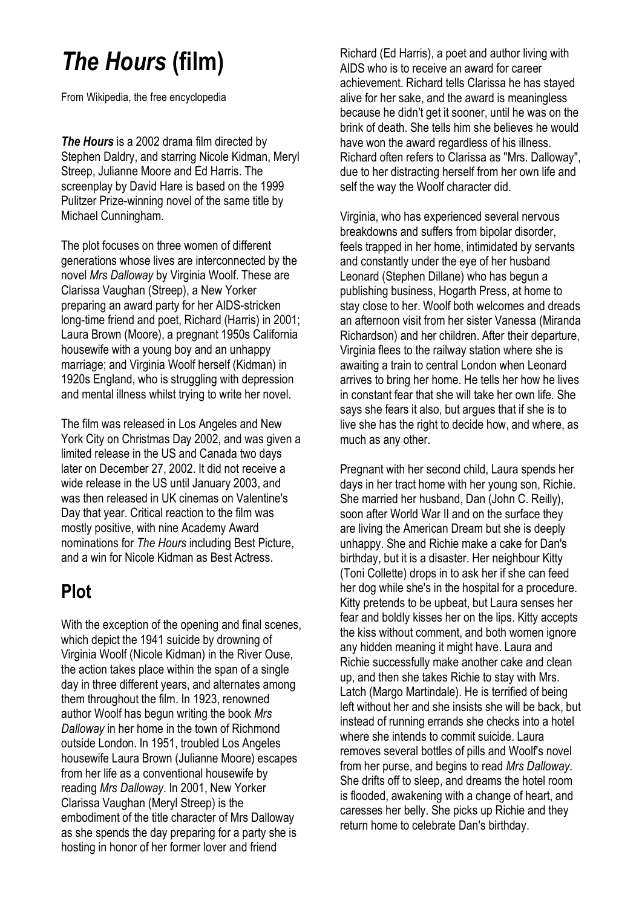# *The Hours* (film)

From Wikipedia, the free encyclopedia

***The Hours*** is a 2002 drama film directed by Stephen Daldry, and starring Nicole Kidman, Meryl Streep, Julianne Moore and Ed Harris. The screenplay by David Hare is based on the 1999 Pulitzer Prize-winning novel of the same title by Michael Cunningham.

The plot focuses on three women of different generations whose lives are interconnected by the novel *Mrs Dalloway* by Virginia Woolf. These are Clarissa Vaughan (Streep), a New Yorker preparing an award party for her AIDS-stricken long-time friend and poet, Richard (Harris) in 2001; Laura Brown (Moore), a pregnant 1950s California housewife with a young boy and an unhappy marriage; and Virginia Woolf herself (Kidman) in 1920s England, who is struggling with depression and mental illness whilst trying to write her novel.

The film was released in Los Angeles and New York City on Christmas Day 2002, and was given a limited release in the US and Canada two days later on December 27, 2002. It did not receive a wide release in the US until January 2003, and was then released in UK cinemas on Valentine's Day that year. Critical reaction to the film was mostly positive, with nine Academy Award nominations for *The Hours* including Best Picture, and a win for Nicole Kidman as Best Actress.

## Plot

With the exception of the opening and final scenes, which depict the 1941 suicide by drowning of Virginia Woolf (Nicole Kidman) in the River Ouse, the action takes place within the span of a single day in three different years, and alternates among them throughout the film. In 1923, renowned author Woolf has begun writing the book *Mrs Dalloway* in her home in the town of Richmond outside London. In 1951, troubled Los Angeles housewife Laura Brown (Julianne Moore) escapes from her life as a conventional housewife by reading *Mrs Dalloway*. In 2001, New Yorker Clarissa Vaughan (Meryl Streep) is the embodiment of the title character of Mrs Dalloway as she spends the day preparing for a party she is hosting in honor of her former lover and friend Richard (Ed Harris), a poet and author living with AIDS who is to receive an award for career achievement. Richard tells Clarissa he has stayed alive for her sake, and the award is meaningless because he didn't get it sooner, until he was on the brink of death. She tells him she believes he would have won the award regardless of his illness. Richard often refers to Clarissa as "Mrs. Dalloway", due to her distracting herself from her own life and self the way the Woolf character did.

Virginia, who has experienced several nervous breakdowns and suffers from bipolar disorder, feels trapped in her home, intimidated by servants and constantly under the eye of her husband Leonard (Stephen Dillane) who has begun a publishing business, Hogarth Press, at home to stay close to her. Woolf both welcomes and dreads an afternoon visit from her sister Vanessa (Miranda Richardson) and her children. After their departure, Virginia flees to the railway station where she is awaiting a train to central London when Leonard arrives to bring her home. He tells her how he lives in constant fear that she will take her own life. She says she fears it also, but argues that if she is to live she has the right to decide how, and where, as much as any other.

Pregnant with her second child, Laura spends her days in her tract home with her young son, Richie. She married her husband, Dan (John C. Reilly), soon after World War II and on the surface they are living the American Dream but she is deeply unhappy. She and Richie make a cake for Dan's birthday, but it is a disaster. Her neighbour Kitty (Toni Collette) drops in to ask her if she can feed her dog while she's in the hospital for a procedure. Kitty pretends to be upbeat, but Laura senses her fear and boldly kisses her on the lips. Kitty accepts the kiss without comment, and both women ignore any hidden meaning it might have. Laura and Richie successfully make another cake and clean up, and then she takes Richie to stay with Mrs. Latch (Margo Martindale). He is terrified of being left without her and she insists she will be back, but instead of running errands she checks into a hotel where she intends to commit suicide. Laura removes several bottles of pills and Woolf's novel from her purse, and begins to read *Mrs Dalloway*. She drifts off to sleep, and dreams the hotel room is flooded, awakening with a change of heart, and caresses her belly. She picks up Richie and they return home to celebrate Dan's birthday.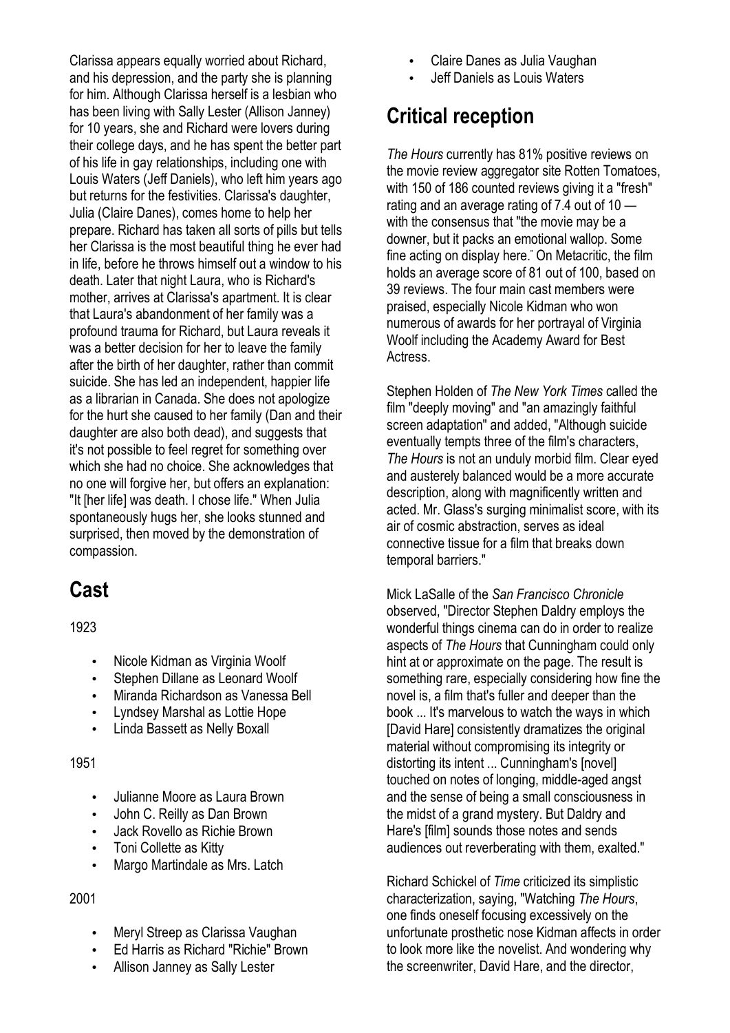Clarissa appears equally worried about Richard, and his depression, and the party she is planning for him. Although Clarissa herself is a lesbian who has been living with Sally Lester (Allison Janney) for 10 years, she and Richard were lovers during their college days, and he has spent the better part of his life in gay relationships, including one with Louis Waters (Jeff Daniels), who left him years ago but returns for the festivities. Clarissa's daughter, Julia (Claire Danes), comes home to help her prepare. Richard has taken all sorts of pills but tells her Clarissa is the most beautiful thing he ever had in life, before he throws himself out a window to his death. Later that night Laura, who is Richard's mother, arrives at Clarissa's apartment. It is clear that Laura's abandonment of her family was a profound trauma for Richard, but Laura reveals it was a better decision for her to leave the family after the birth of her daughter, rather than commit suicide. She has led an independent, happier life as a librarian in Canada. She does not apologize for the hurt she caused to her family (Dan and their daughter are also both dead), and suggests that it's not possible to feel regret for something over which she had no choice. She acknowledges that no one will forgive her, but offers an explanation: "It [her life] was death. I chose life." When Julia spontaneously hugs her, she looks stunned and surprised, then moved by the demonstration of compassion.

## Cast

1923

- Nicole Kidman as Virginia Woolf
- Stephen Dillane as Leonard Woolf
- Miranda Richardson as Vanessa Bell
- Lyndsey Marshal as Lottie Hope
- Linda Bassett as Nelly Boxall

1951

- Julianne Moore as Laura Brown
- John C. Reilly as Dan Brown
- Jack Rovello as Richie Brown
- Toni Collette as Kitty
- Margo Martindale as Mrs. Latch

2001

- Meryl Streep as Clarissa Vaughan
- Ed Harris as Richard "Richie" Brown
- Allison Janney as Sally Lester
- Claire Danes as Julia Vaughan
- Jeff Daniels as Louis Waters

## Critical reception

*The Hours* currently has 81% positive reviews on the movie review aggregator site Rotten Tomatoes, with 150 of 186 counted reviews giving it a "fresh" rating and an average rating of 7.4 out of 10 — with the consensus that "the movie may be a downer, but it packs an emotional wallop. Some fine acting on display here." On Metacritic, the film holds an average score of 81 out of 100, based on 39 reviews. The four main cast members were praised, especially Nicole Kidman who won numerous of awards for her portrayal of Virginia Woolf including the Academy Award for Best Actress.

Stephen Holden of *The New York Times* called the film "deeply moving" and "an amazingly faithful screen adaptation" and added, "Although suicide eventually tempts three of the film's characters, *The Hours* is not an unduly morbid film. Clear eyed and austerely balanced would be a more accurate description, along with magnificently written and acted. Mr. Glass's surging minimalist score, with its air of cosmic abstraction, serves as ideal connective tissue for a film that breaks down temporal barriers."

Mick LaSalle of the *San Francisco Chronicle* observed, "Director Stephen Daldry employs the wonderful things cinema can do in order to realize aspects of *The Hours* that Cunningham could only hint at or approximate on the page. The result is something rare, especially considering how fine the novel is, a film that's fuller and deeper than the book ... It's marvelous to watch the ways in which [David Hare] consistently dramatizes the original material without compromising its integrity or distorting its intent ... Cunningham's [novel] touched on notes of longing, middle-aged angst and the sense of being a small consciousness in the midst of a grand mystery. But Daldry and Hare's [film] sounds those notes and sends audiences out reverberating with them, exalted."

Richard Schickel of *Time* criticized its simplistic characterization, saying, "Watching *The Hours*, one finds oneself focusing excessively on the unfortunate prosthetic nose Kidman affects in order to look more like the novelist. And wondering why the screenwriter, David Hare, and the director,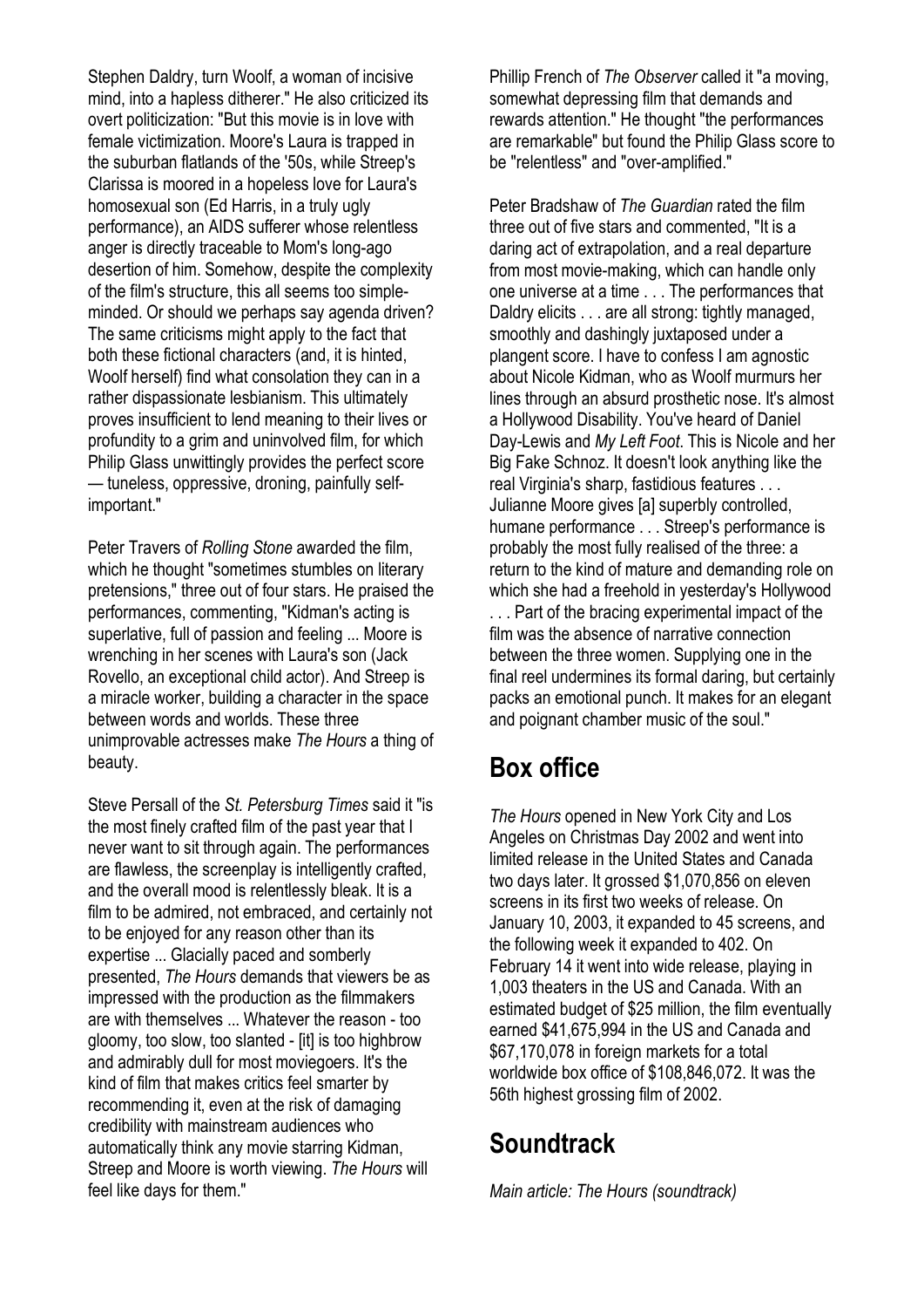Stephen Daldry, turn Woolf, a woman of incisive mind, into a hapless ditherer." He also criticized its overt politicization: "But this movie is in love with female victimization. Moore's Laura is trapped in the suburban flatlands of the '50s, while Streep's Clarissa is moored in a hopeless love for Laura's homosexual son (Ed Harris, in a truly ugly performance), an AIDS sufferer whose relentless anger is directly traceable to Mom's long-ago desertion of him. Somehow, despite the complexity of the film's structure, this all seems too simple-minded. Or should we perhaps say agenda driven? The same criticisms might apply to the fact that both these fictional characters (and, it is hinted, Woolf herself) find what consolation they can in a rather dispassionate lesbianism. This ultimately proves insufficient to lend meaning to their lives or profundity to a grim and uninvolved film, for which Philip Glass unwittingly provides the perfect score — tuneless, oppressive, droning, painfully self-important."

Peter Travers of *Rolling Stone* awarded the film, which he thought "sometimes stumbles on literary pretensions," three out of four stars. He praised the performances, commenting, "Kidman's acting is superlative, full of passion and feeling ... Moore is wrenching in her scenes with Laura's son (Jack Rovello, an exceptional child actor). And Streep is a miracle worker, building a character in the space between words and worlds. These three unimprovable actresses make *The Hours* a thing of beauty.

Steve Persall of the *St. Petersburg Times* said it "is the most finely crafted film of the past year that I never want to sit through again. The performances are flawless, the screenplay is intelligently crafted, and the overall mood is relentlessly bleak. It is a film to be admired, not embraced, and certainly not to be enjoyed for any reason other than its expertise ... Glacially paced and somberly presented, *The Hours* demands that viewers be as impressed with the production as the filmmakers are with themselves ... Whatever the reason - too gloomy, too slow, too slanted - [it] is too highbrow and admirably dull for most moviegoers. It's the kind of film that makes critics feel smarter by recommending it, even at the risk of damaging credibility with mainstream audiences who automatically think any movie starring Kidman, Streep and Moore is worth viewing. *The Hours* will feel like days for them."

Phillip French of *The Observer* called it "a moving, somewhat depressing film that demands and rewards attention." He thought "the performances are remarkable" but found the Philip Glass score to be "relentless" and "over-amplified."

Peter Bradshaw of *The Guardian* rated the film three out of five stars and commented, "It is a daring act of extrapolation, and a real departure from most movie-making, which can handle only one universe at a time . . . The performances that Daldry elicits . . . are all strong: tightly managed, smoothly and dashingly juxtaposed under a plangent score. I have to confess I am agnostic about Nicole Kidman, who as Woolf murmurs her lines through an absurd prosthetic nose. It's almost a Hollywood Disability. You've heard of Daniel Day-Lewis and *My Left Foot*. This is Nicole and her Big Fake Schnoz. It doesn't look anything like the real Virginia's sharp, fastidious features . . . Julianne Moore gives [a] superbly controlled, humane performance . . . Streep's performance is probably the most fully realised of the three: a return to the kind of mature and demanding role on which she had a freehold in yesterday's Hollywood . . . Part of the bracing experimental impact of the film was the absence of narrative connection between the three women. Supplying one in the final reel undermines its formal daring, but certainly packs an emotional punch. It makes for an elegant and poignant chamber music of the soul."

## Box office

*The Hours* opened in New York City and Los Angeles on Christmas Day 2002 and went into limited release in the United States and Canada two days later. It grossed $1,070,856 on eleven screens in its first two weeks of release. On January 10, 2003, it expanded to 45 screens, and the following week it expanded to 402. On February 14 it went into wide release, playing in 1,003 theaters in the US and Canada. With an estimated budget of $25 million, the film eventually earned $41,675,994 in the US and Canada and $67,170,078 in foreign markets for a total worldwide box office of $108,846,072. It was the 56th highest grossing film of 2002.

## Soundtrack

*Main article: The Hours (soundtrack)*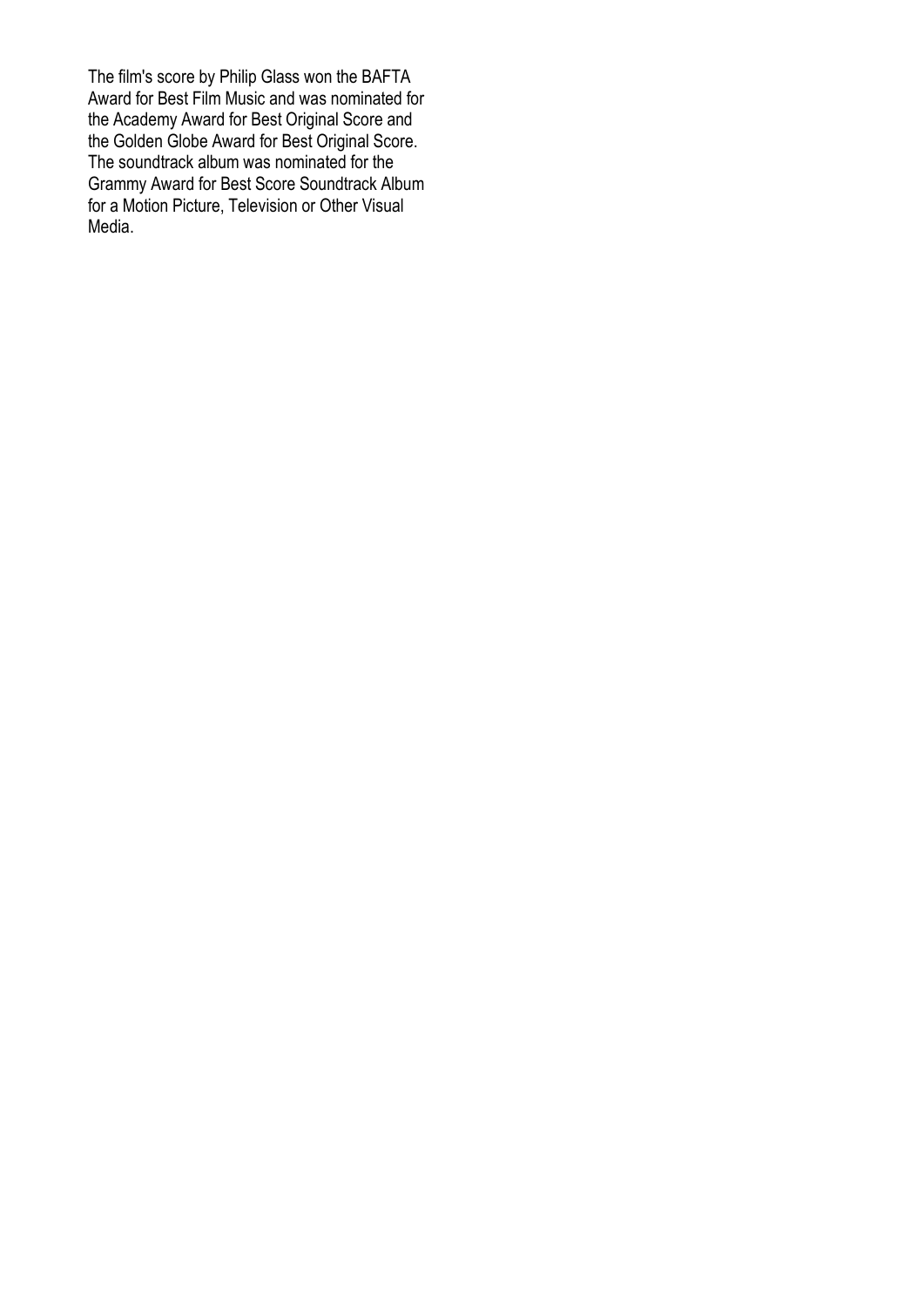The film's score by Philip Glass won the BAFTA Award for Best Film Music and was nominated for the Academy Award for Best Original Score and the Golden Globe Award for Best Original Score. The soundtrack album was nominated for the Grammy Award for Best Score Soundtrack Album for a Motion Picture, Television or Other Visual Media.